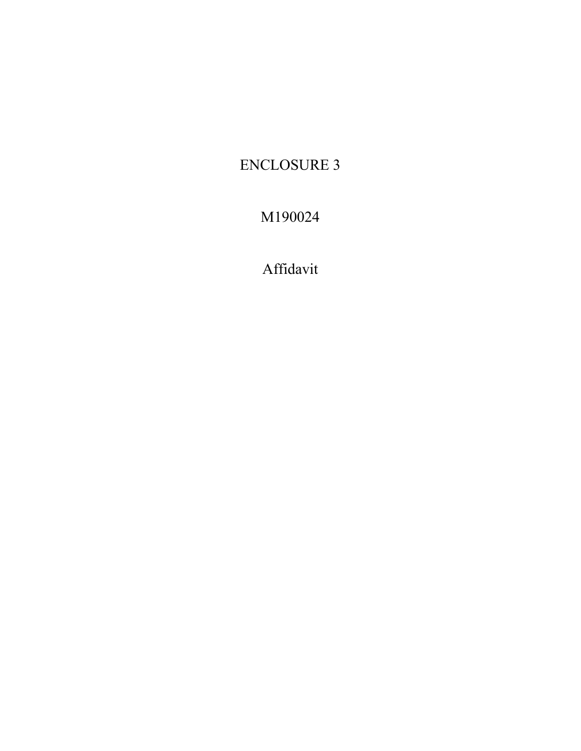# ENCLOSURE 3

# M190024

# Affidavit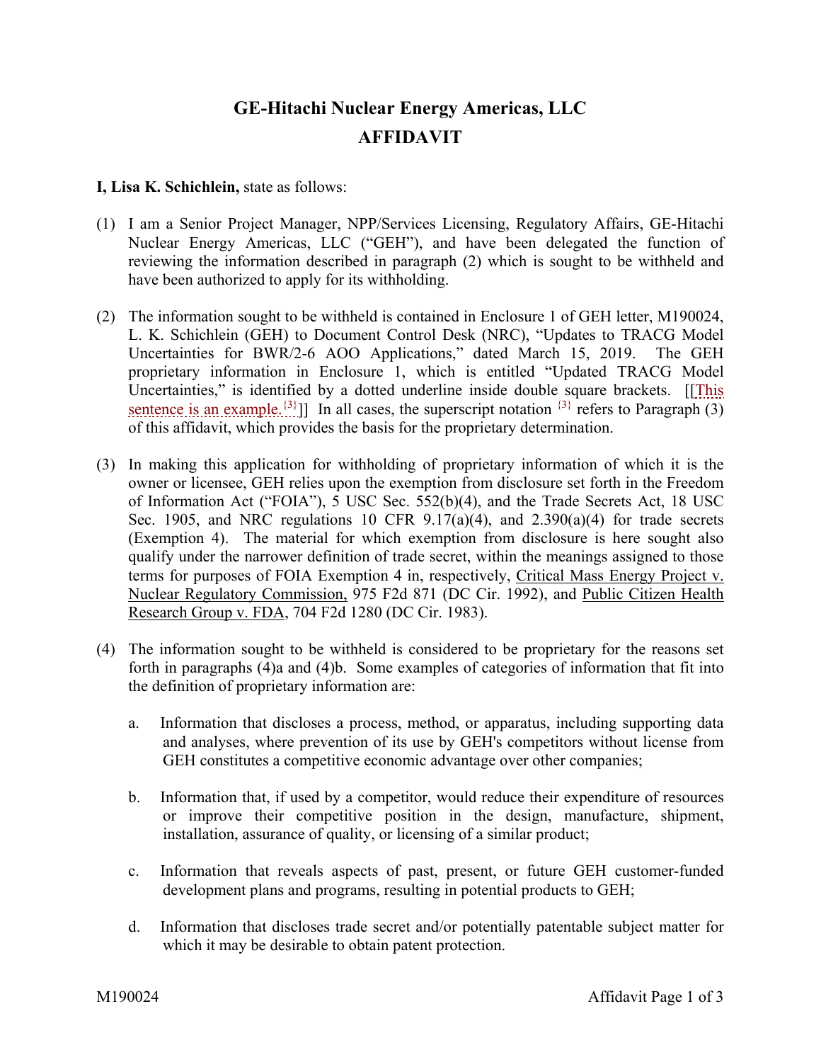# GE-Hitachi Nuclear Energy Americas, LLC

# AFFIDAVIT

**I, Lisa K. Schichlein,** state as follows:

(1) I am a Senior Project Manager, NPP/Services Licensing, Regulatory Affairs, GE-Hitachi Nuclear Energy Americas, LLC ("GEH"), and have been delegated the function of reviewing the information described in paragraph (2) which is sought to be withheld and have been authorized to apply for its withholding.

(2) The information sought to be withheld is contained in Enclosure 1 of GEH letter, M190024, L. K. Schichlein (GEH) to Document Control Desk (NRC), "Updates to TRACG Model Uncertainties for BWR/2-6 AOO Applications," dated March 15, 2019. The GEH proprietary information in Enclosure 1, which is entitled "Updated TRACG Model Uncertainties," is identified by a dotted underline inside double square brackets. [[This sentence is an example.{3}]] In all cases, the superscript notation {3} refers to Paragraph (3) of this affidavit, which provides the basis for the proprietary determination.

(3) In making this application for withholding of proprietary information of which it is the owner or licensee, GEH relies upon the exemption from disclosure set forth in the Freedom of Information Act ("FOIA"), 5 USC Sec. 552(b)(4), and the Trade Secrets Act, 18 USC Sec. 1905, and NRC regulations 10 CFR 9.17(a)(4), and 2.390(a)(4) for trade secrets (Exemption 4). The material for which exemption from disclosure is here sought also qualify under the narrower definition of trade secret, within the meanings assigned to those terms for purposes of FOIA Exemption 4 in, respectively, Critical Mass Energy Project v. Nuclear Regulatory Commission, 975 F2d 871 (DC Cir. 1992), and Public Citizen Health Research Group v. FDA, 704 F2d 1280 (DC Cir. 1983).

(4) The information sought to be withheld is considered to be proprietary for the reasons set forth in paragraphs (4)a and (4)b. Some examples of categories of information that fit into the definition of proprietary information are:

a. Information that discloses a process, method, or apparatus, including supporting data and analyses, where prevention of its use by GEH's competitors without license from GEH constitutes a competitive economic advantage over other companies;

b. Information that, if used by a competitor, would reduce their expenditure of resources or improve their competitive position in the design, manufacture, shipment, installation, assurance of quality, or licensing of a similar product;

c. Information that reveals aspects of past, present, or future GEH customer-funded development plans and programs, resulting in potential products to GEH;

d. Information that discloses trade secret and/or potentially patentable subject matter for which it may be desirable to obtain patent protection.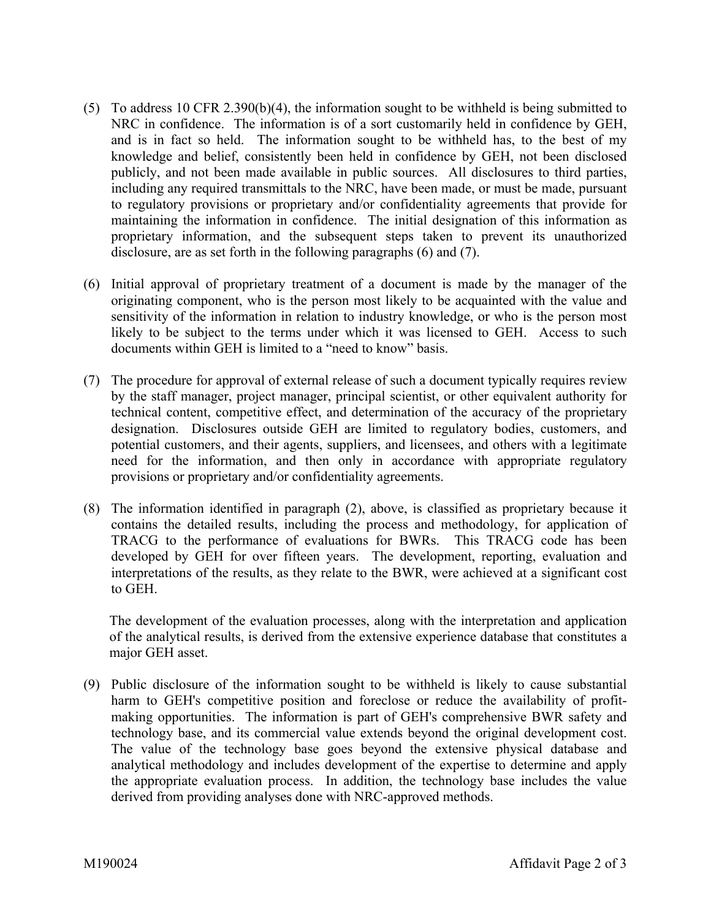(5) To address 10 CFR 2.390(b)(4), the information sought to be withheld is being submitted to NRC in confidence. The information is of a sort customarily held in confidence by GEH, and is in fact so held. The information sought to be withheld has, to the best of my knowledge and belief, consistently been held in confidence by GEH, not been disclosed publicly, and not been made available in public sources. All disclosures to third parties, including any required transmittals to the NRC, have been made, or must be made, pursuant to regulatory provisions or proprietary and/or confidentiality agreements that provide for maintaining the information in confidence. The initial designation of this information as proprietary information, and the subsequent steps taken to prevent its unauthorized disclosure, are as set forth in the following paragraphs (6) and (7).

(6) Initial approval of proprietary treatment of a document is made by the manager of the originating component, who is the person most likely to be acquainted with the value and sensitivity of the information in relation to industry knowledge, or who is the person most likely to be subject to the terms under which it was licensed to GEH. Access to such documents within GEH is limited to a "need to know" basis.

(7) The procedure for approval of external release of such a document typically requires review by the staff manager, project manager, principal scientist, or other equivalent authority for technical content, competitive effect, and determination of the accuracy of the proprietary designation. Disclosures outside GEH are limited to regulatory bodies, customers, and potential customers, and their agents, suppliers, and licensees, and others with a legitimate need for the information, and then only in accordance with appropriate regulatory provisions or proprietary and/or confidentiality agreements.

(8) The information identified in paragraph (2), above, is classified as proprietary because it contains the detailed results, including the process and methodology, for application of TRACG to the performance of evaluations for BWRs. This TRACG code has been developed by GEH for over fifteen years. The development, reporting, evaluation and interpretations of the results, as they relate to the BWR, were achieved at a significant cost to GEH.

The development of the evaluation processes, along with the interpretation and application of the analytical results, is derived from the extensive experience database that constitutes a major GEH asset.

(9) Public disclosure of the information sought to be withheld is likely to cause substantial harm to GEH's competitive position and foreclose or reduce the availability of profit-making opportunities. The information is part of GEH's comprehensive BWR safety and technology base, and its commercial value extends beyond the original development cost. The value of the technology base goes beyond the extensive physical database and analytical methodology and includes development of the expertise to determine and apply the appropriate evaluation process. In addition, the technology base includes the value derived from providing analyses done with NRC-approved methods.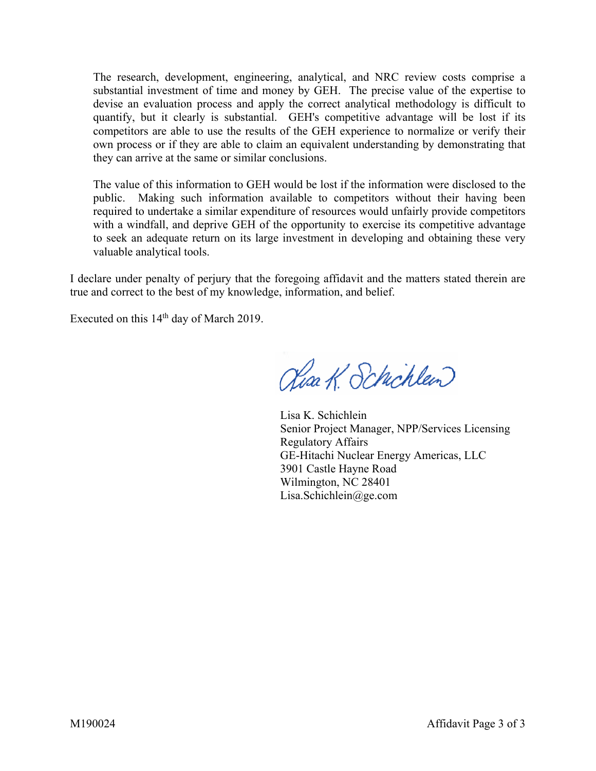The research, development, engineering, analytical, and NRC review costs comprise a substantial investment of time and money by GEH. The precise value of the expertise to devise an evaluation process and apply the correct analytical methodology is difficult to quantify, but it clearly is substantial. GEH's competitive advantage will be lost if its competitors are able to use the results of the GEH experience to normalize or verify their own process or if they are able to claim an equivalent understanding by demonstrating that they can arrive at the same or similar conclusions.

The value of this information to GEH would be lost if the information were disclosed to the public. Making such information available to competitors without their having been required to undertake a similar expenditure of resources would unfairly provide competitors with a windfall, and deprive GEH of the opportunity to exercise its competitive advantage to seek an adequate return on its large investment in developing and obtaining these very valuable analytical tools.

I declare under penalty of perjury that the foregoing affidavit and the matters stated therein are true and correct to the best of my knowledge, information, and belief.

Executed on this 14th day of March 2019.

Lisa K. Schichlein

Lisa K. Schichlein
Senior Project Manager, NPP/Services Licensing
Regulatory Affairs
GE-Hitachi Nuclear Energy Americas, LLC
3901 Castle Hayne Road
Wilmington, NC 28401
Lisa.Schichlein@ge.com

M190024